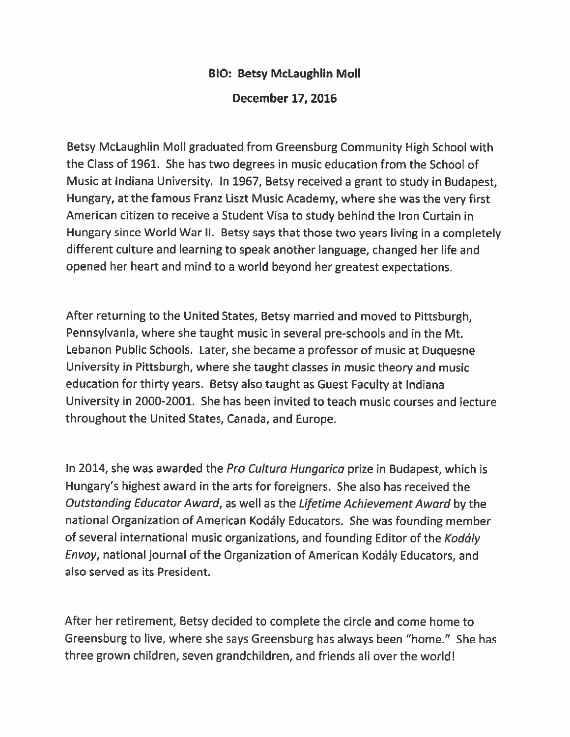**BIO: Betsy McLaughlin Moll**

**December 17, 2016**

Betsy McLaughlin Moll graduated from Greensburg Community High School with the Class of 1961. She has two degrees in music education from the School of Music at Indiana University. In 1967, Betsy received a grant to study in Budapest, Hungary, at the famous Franz Liszt Music Academy, where she was the very first American citizen to receive a Student Visa to study behind the Iron Curtain in Hungary since World War II. Betsy says that those two years living in a completely different culture and learning to speak another language, changed her life and opened her heart and mind to a world beyond her greatest expectations.

After returning to the United States, Betsy married and moved to Pittsburgh, Pennsylvania, where she taught music in several pre-schools and in the Mt. Lebanon Public Schools. Later, she became a professor of music at Duquesne University in Pittsburgh, where she taught classes in music theory and music education for thirty years. Betsy also taught as Guest Faculty at Indiana University in 2000-2001. She has been invited to teach music courses and lecture throughout the United States, Canada, and Europe.

In 2014, she was awarded the *Pro Cultura Hungarica* prize in Budapest, which is Hungary's highest award in the arts for foreigners. She also has received the *Outstanding Educator Award*, as well as the *Lifetime Achievement Award* by the national Organization of American Kodály Educators. She was founding member of several international music organizations, and founding Editor of the *Kodály Envoy*, national journal of the Organization of American Kodály Educators, and also served as its President.

After her retirement, Betsy decided to complete the circle and come home to Greensburg to live, where she says Greensburg has always been "home." She has three grown children, seven grandchildren, and friends all over the world!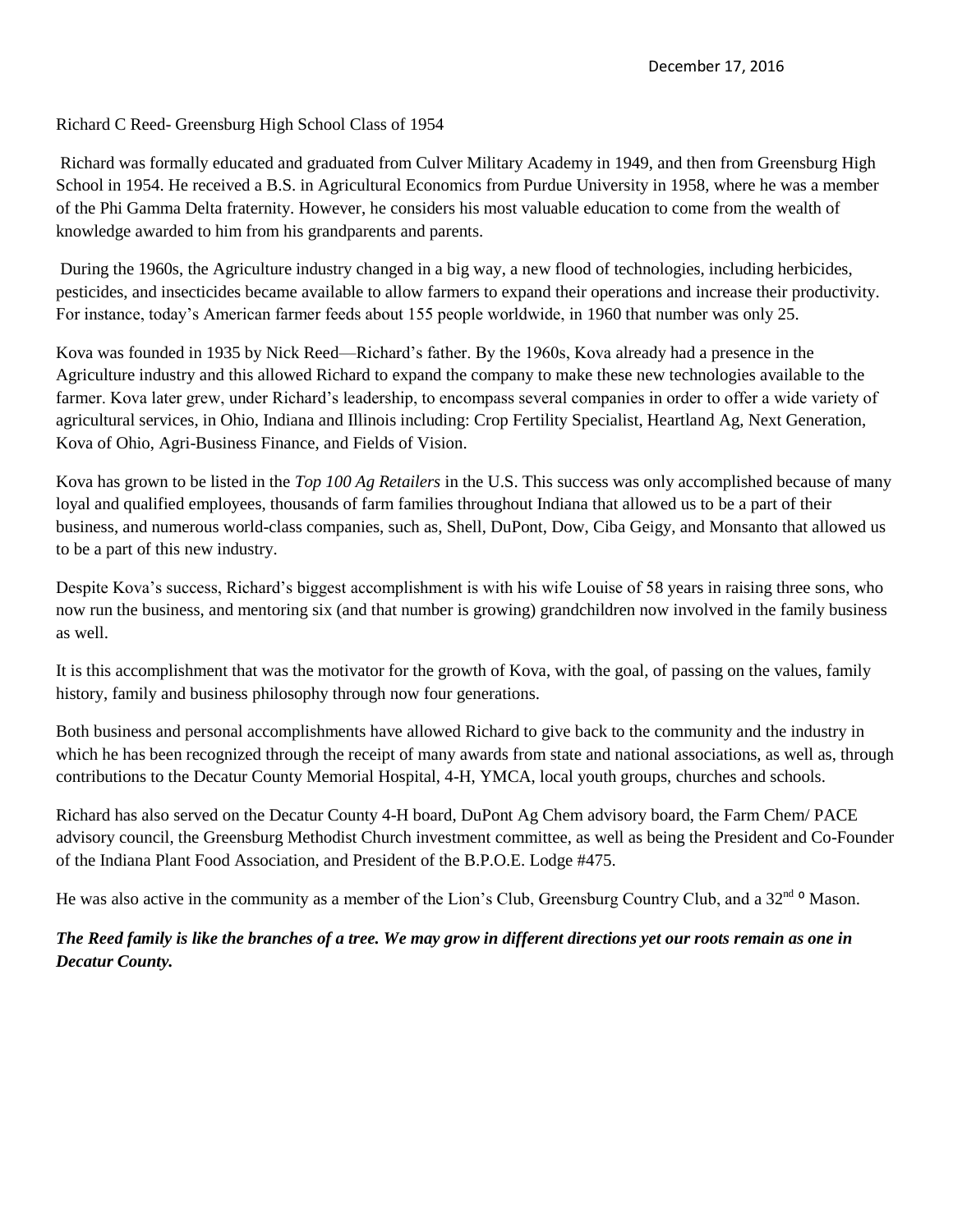December 17, 2016

Richard C Reed- Greensburg High School Class of 1954

Richard was formally educated and graduated from Culver Military Academy in 1949, and then from Greensburg High School in 1954. He received a B.S. in Agricultural Economics from Purdue University in 1958, where he was a member of the Phi Gamma Delta fraternity. However, he considers his most valuable education to come from the wealth of knowledge awarded to him from his grandparents and parents.

During the 1960s, the Agriculture industry changed in a big way, a new flood of technologies, including herbicides, pesticides, and insecticides became available to allow farmers to expand their operations and increase their productivity. For instance, today's American farmer feeds about 155 people worldwide, in 1960 that number was only 25.

Kova was founded in 1935 by Nick Reed—Richard's father. By the 1960s, Kova already had a presence in the Agriculture industry and this allowed Richard to expand the company to make these new technologies available to the farmer. Kova later grew, under Richard's leadership, to encompass several companies in order to offer a wide variety of agricultural services, in Ohio, Indiana and Illinois including: Crop Fertility Specialist, Heartland Ag, Next Generation, Kova of Ohio, Agri-Business Finance, and Fields of Vision.

Kova has grown to be listed in the *Top 100 Ag Retailers* in the U.S. This success was only accomplished because of many loyal and qualified employees, thousands of farm families throughout Indiana that allowed us to be a part of their business, and numerous world-class companies, such as, Shell, DuPont, Dow, Ciba Geigy, and Monsanto that allowed us to be a part of this new industry.

Despite Kova's success, Richard's biggest accomplishment is with his wife Louise of 58 years in raising three sons, who now run the business, and mentoring six (and that number is growing) grandchildren now involved in the family business as well.

It is this accomplishment that was the motivator for the growth of Kova, with the goal, of passing on the values, family history, family and business philosophy through now four generations.

Both business and personal accomplishments have allowed Richard to give back to the community and the industry in which he has been recognized through the receipt of many awards from state and national associations, as well as, through contributions to the Decatur County Memorial Hospital, 4-H, YMCA, local youth groups, churches and schools.

Richard has also served on the Decatur County 4-H board, DuPont Ag Chem advisory board, the Farm Chem/ PACE advisory council, the Greensburg Methodist Church investment committee, as well as being the President and Co-Founder of the Indiana Plant Food Association, and President of the B.P.O.E. Lodge #475.

He was also active in the community as a member of the Lion's Club, Greensburg Country Club, and a 32nd ° Mason.

***The Reed family is like the branches of a tree. We may grow in different directions yet our roots remain as one in Decatur County.***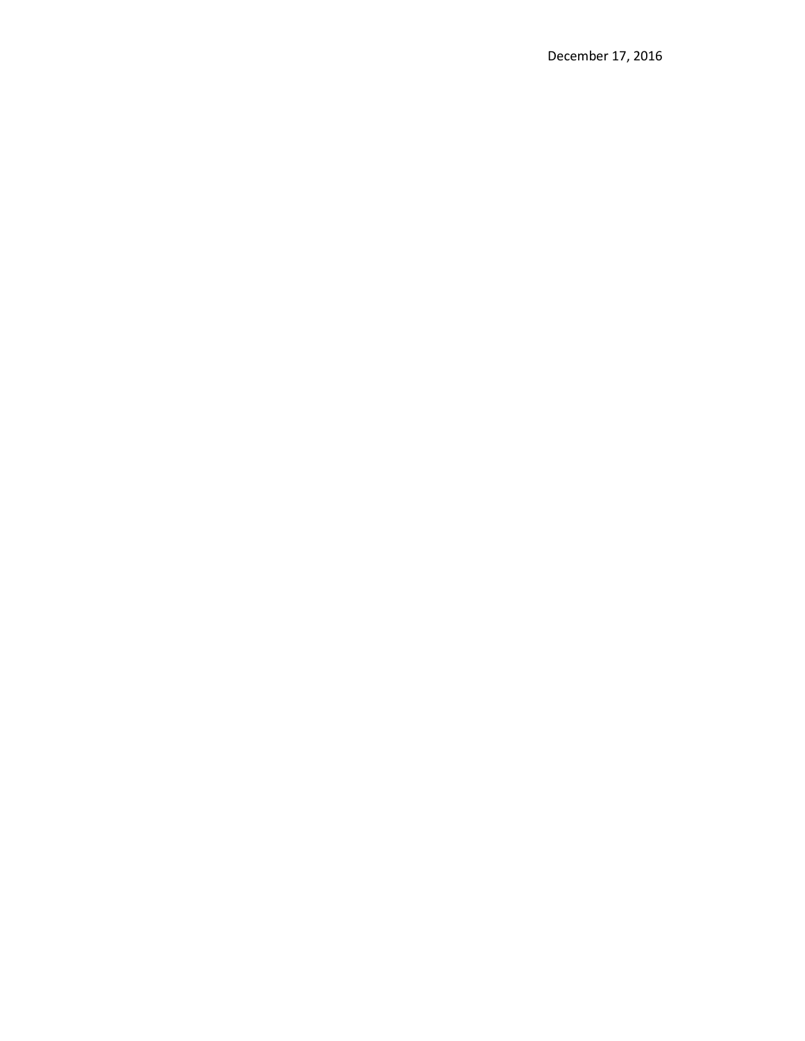December 17, 2016